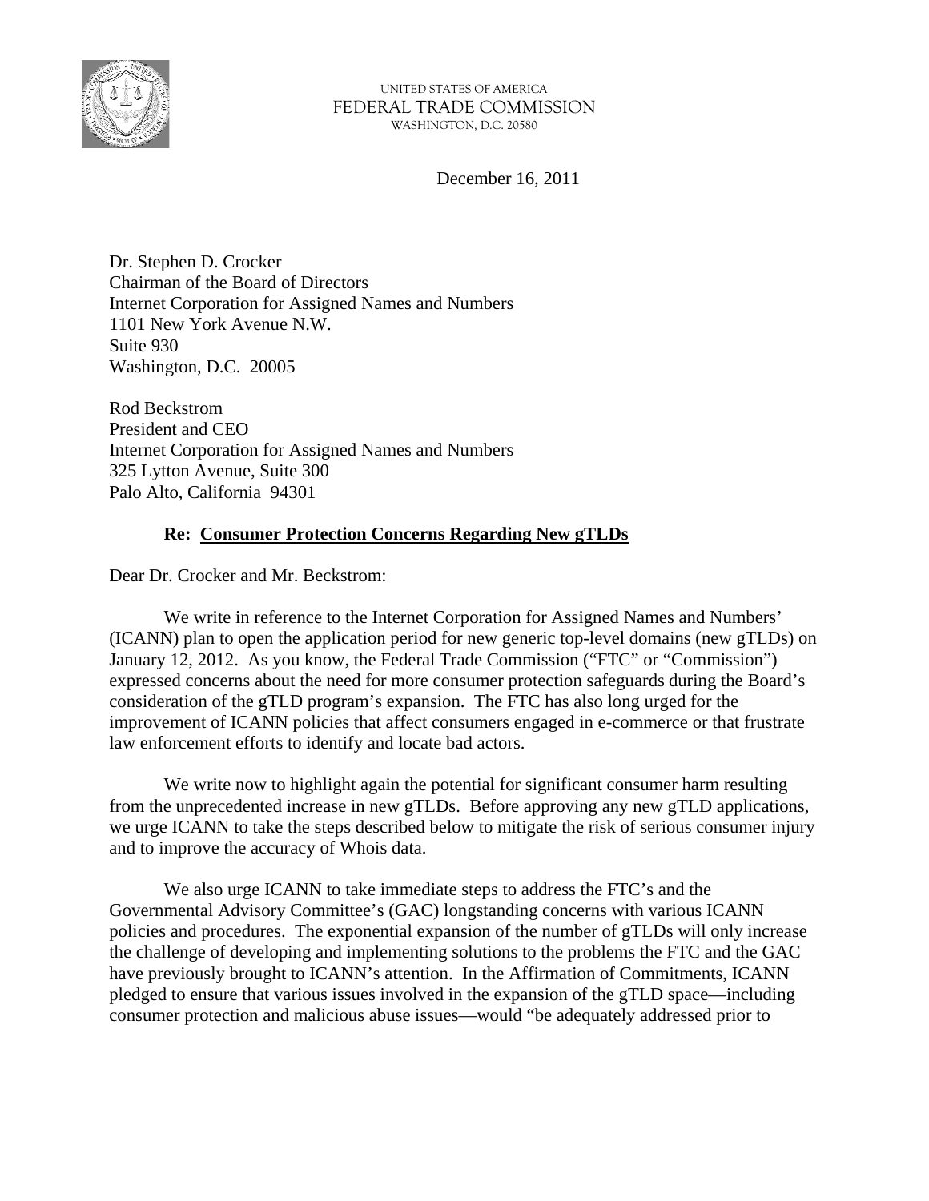UNITED STATES OF AMERICA
FEDERAL TRADE COMMISSION
WASHINGTON, D.C. 20580

December 16, 2011

Dr. Stephen D. Crocker
Chairman of the Board of Directors
Internet Corporation for Assigned Names and Numbers
1101 New York Avenue N.W.
Suite 930
Washington, D.C. 20005

Rod Beckstrom
President and CEO
Internet Corporation for Assigned Names and Numbers
325 Lytton Avenue, Suite 300
Palo Alto, California 94301

**Re: Consumer Protection Concerns Regarding New gTLDs**

Dear Dr. Crocker and Mr. Beckstrom:

We write in reference to the Internet Corporation for Assigned Names and Numbers' (ICANN) plan to open the application period for new generic top-level domains (new gTLDs) on January 12, 2012. As you know, the Federal Trade Commission ("FTC" or "Commission") expressed concerns about the need for more consumer protection safeguards during the Board's consideration of the gTLD program's expansion. The FTC has also long urged for the improvement of ICANN policies that affect consumers engaged in e-commerce or that frustrate law enforcement efforts to identify and locate bad actors.

We write now to highlight again the potential for significant consumer harm resulting from the unprecedented increase in new gTLDs. Before approving any new gTLD applications, we urge ICANN to take the steps described below to mitigate the risk of serious consumer injury and to improve the accuracy of Whois data.

We also urge ICANN to take immediate steps to address the FTC's and the Governmental Advisory Committee's (GAC) longstanding concerns with various ICANN policies and procedures. The exponential expansion of the number of gTLDs will only increase the challenge of developing and implementing solutions to the problems the FTC and the GAC have previously brought to ICANN's attention. In the Affirmation of Commitments, ICANN pledged to ensure that various issues involved in the expansion of the gTLD space—including consumer protection and malicious abuse issues—would "be adequately addressed prior to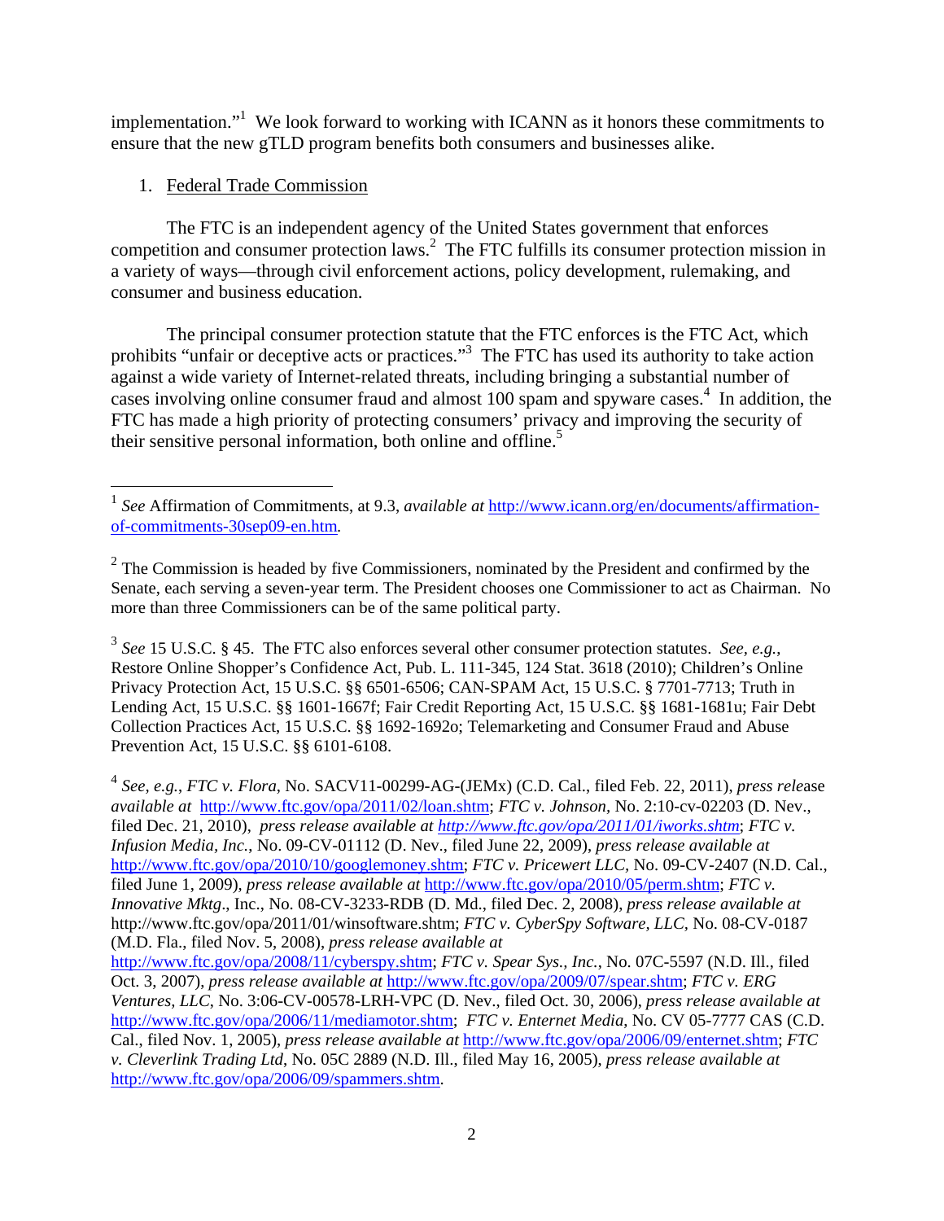implementation."[1] We look forward to working with ICANN as it honors these commitments to ensure that the new gTLD program benefits both consumers and businesses alike.

1. Federal Trade Commission

The FTC is an independent agency of the United States government that enforces competition and consumer protection laws.[2] The FTC fulfills its consumer protection mission in a variety of ways—through civil enforcement actions, policy development, rulemaking, and consumer and business education.

The principal consumer protection statute that the FTC enforces is the FTC Act, which prohibits "unfair or deceptive acts or practices."[3] The FTC has used its authority to take action against a wide variety of Internet-related threats, including bringing a substantial number of cases involving online consumer fraud and almost 100 spam and spyware cases.[4] In addition, the FTC has made a high priority of protecting consumers' privacy and improving the security of their sensitive personal information, both online and offline.[5]

---

[1] *See* Affirmation of Commitments, at 9.3, *available at* http://www.icann.org/en/documents/affirmation-of-commitments-30sep09-en.htm.

[2] The Commission is headed by five Commissioners, nominated by the President and confirmed by the Senate, each serving a seven-year term. The President chooses one Commissioner to act as Chairman. No more than three Commissioners can be of the same political party.

[3] *See* 15 U.S.C. § 45. The FTC also enforces several other consumer protection statutes. *See, e.g.*, Restore Online Shopper's Confidence Act, Pub. L. 111-345, 124 Stat. 3618 (2010); Children's Online Privacy Protection Act, 15 U.S.C. §§ 6501-6506; CAN-SPAM Act, 15 U.S.C. § 7701-7713; Truth in Lending Act, 15 U.S.C. §§ 1601-1667f; Fair Credit Reporting Act, 15 U.S.C. §§ 1681-1681u; Fair Debt Collection Practices Act, 15 U.S.C. §§ 1692-1692o; Telemarketing and Consumer Fraud and Abuse Prevention Act, 15 U.S.C. §§ 6101-6108.

[4] *See, e.g.*, *FTC v. Flora*, No. SACV11-00299-AG-(JEMx) (C.D. Cal., filed Feb. 22, 2011), *press release available at* http://www.ftc.gov/opa/2011/02/loan.shtm; *FTC v. Johnson*, No. 2:10-cv-02203 (D. Nev., filed Dec. 21, 2010), *press release available at http://www.ftc.gov/opa/2011/01/iworks.shtm*; *FTC v. Infusion Media, Inc.*, No. 09-CV-01112 (D. Nev., filed June 22, 2009), *press release available at* http://www.ftc.gov/opa/2010/10/googlemoney.shtm; *FTC v. Pricewert LLC*, No. 09-CV-2407 (N.D. Cal., filed June 1, 2009), *press release available at* http://www.ftc.gov/opa/2010/05/perm.shtm; *FTC v. Innovative Mktg*., Inc., No. 08-CV-3233-RDB (D. Md., filed Dec. 2, 2008), *press release available at* http://www.ftc.gov/opa/2011/01/winsoftware.shtm; *FTC v. CyberSpy Software, LLC*, No. 08-CV-0187 (M.D. Fla., filed Nov. 5, 2008), *press release available at* http://www.ftc.gov/opa/2008/11/cyberspy.shtm; *FTC v. Spear Sys., Inc.*, No. 07C-5597 (N.D. Ill., filed Oct. 3, 2007), *press release available at* http://www.ftc.gov/opa/2009/07/spear.shtm; *FTC v. ERG Ventures, LLC*, No. 3:06-CV-00578-LRH-VPC (D. Nev., filed Oct. 30, 2006), *press release available at* http://www.ftc.gov/opa/2006/11/mediamotor.shtm; *FTC v. Enternet Media*, No. CV 05-7777 CAS (C.D. Cal., filed Nov. 1, 2005), *press release available at* http://www.ftc.gov/opa/2006/09/enternet.shtm; *FTC v. Cleverlink Trading Ltd*, No. 05C 2889 (N.D. Ill., filed May 16, 2005), *press release available at* http://www.ftc.gov/opa/2006/09/spammers.shtm.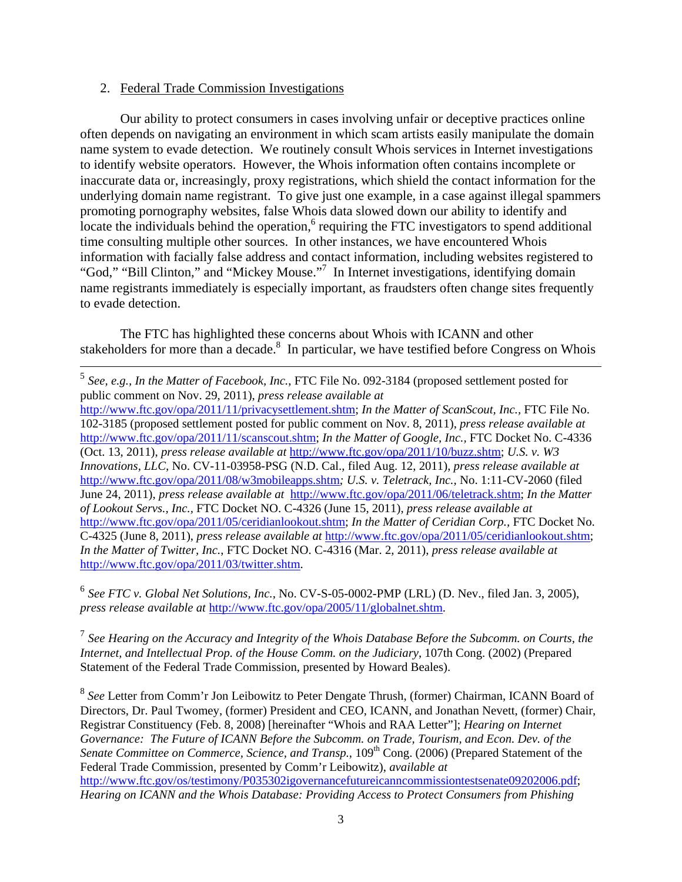2. Federal Trade Commission Investigations

Our ability to protect consumers in cases involving unfair or deceptive practices online often depends on navigating an environment in which scam artists easily manipulate the domain name system to evade detection. We routinely consult Whois services in Internet investigations to identify website operators. However, the Whois information often contains incomplete or inaccurate data or, increasingly, proxy registrations, which shield the contact information for the underlying domain name registrant. To give just one example, in a case against illegal spammers promoting pornography websites, false Whois data slowed down our ability to identify and locate the individuals behind the operation,[6] requiring the FTC investigators to spend additional time consulting multiple other sources. In other instances, we have encountered Whois information with facially false address and contact information, including websites registered to "God," "Bill Clinton," and "Mickey Mouse."[7] In Internet investigations, identifying domain name registrants immediately is especially important, as fraudsters often change sites frequently to evade detection.

The FTC has highlighted these concerns about Whois with ICANN and other stakeholders for more than a decade.[8] In particular, we have testified before Congress on Whois

---

[5] *See, e.g., In the Matter of Facebook, Inc.*, FTC File No. 092-3184 (proposed settlement posted for public comment on Nov. 29, 2011), *press release available at* http://www.ftc.gov/opa/2011/11/privacysettlement.shtm; *In the Matter of ScanScout, Inc.*, FTC File No. 102-3185 (proposed settlement posted for public comment on Nov. 8, 2011), *press release available at* http://www.ftc.gov/opa/2011/11/scanscout.shtm; *In the Matter of Google, Inc.*, FTC Docket No. C-4336 (Oct. 13, 2011), *press release available at* http://www.ftc.gov/opa/2011/10/buzz.shtm; *U.S. v. W3 Innovations, LLC*, No. CV-11-03958-PSG (N.D. Cal., filed Aug. 12, 2011), *press release available at* http://www.ftc.gov/opa/2011/08/w3mobileapps.shtm; *U.S. v. Teletrack, Inc.*, No. 1:11-CV-2060 (filed June 24, 2011), *press release available at* http://www.ftc.gov/opa/2011/06/teletrack.shtm; *In the Matter of Lookout Servs., Inc.*, FTC Docket NO. C-4326 (June 15, 2011), *press release available at* http://www.ftc.gov/opa/2011/05/ceridianlookout.shtm; *In the Matter of Ceridian Corp.*, FTC Docket No. C-4325 (June 8, 2011), *press release available at* http://www.ftc.gov/opa/2011/05/ceridianlookout.shtm; *In the Matter of Twitter, Inc.*, FTC Docket NO. C-4316 (Mar. 2, 2011), *press release available at* http://www.ftc.gov/opa/2011/03/twitter.shtm.

[6] *See FTC v. Global Net Solutions, Inc.*, No. CV-S-05-0002-PMP (LRL) (D. Nev., filed Jan. 3, 2005), *press release available at* http://www.ftc.gov/opa/2005/11/globalnet.shtm.

[7] *See Hearing on the Accuracy and Integrity of the Whois Database Before the Subcomm. on Courts, the Internet, and Intellectual Prop. of the House Comm. on the Judiciary,* 107th Cong. (2002) (Prepared Statement of the Federal Trade Commission, presented by Howard Beales).

[8] *See* Letter from Comm'r Jon Leibowitz to Peter Dengate Thrush, (former) Chairman, ICANN Board of Directors, Dr. Paul Twomey, (former) President and CEO, ICANN, and Jonathan Nevett, (former) Chair, Registrar Constituency (Feb. 8, 2008) [hereinafter "Whois and RAA Letter"]; *Hearing on Internet Governance: The Future of ICANN Before the Subcomm. on Trade, Tourism, and Econ. Dev. of the Senate Committee on Commerce, Science, and Transp.*, 109th Cong. (2006) (Prepared Statement of the Federal Trade Commission, presented by Comm'r Leibowitz), *available at* http://www.ftc.gov/os/testimony/P035302igovernancefutureicanncommissiontestsenate09202006.pdf; *Hearing on ICANN and the Whois Database: Providing Access to Protect Consumers from Phishing*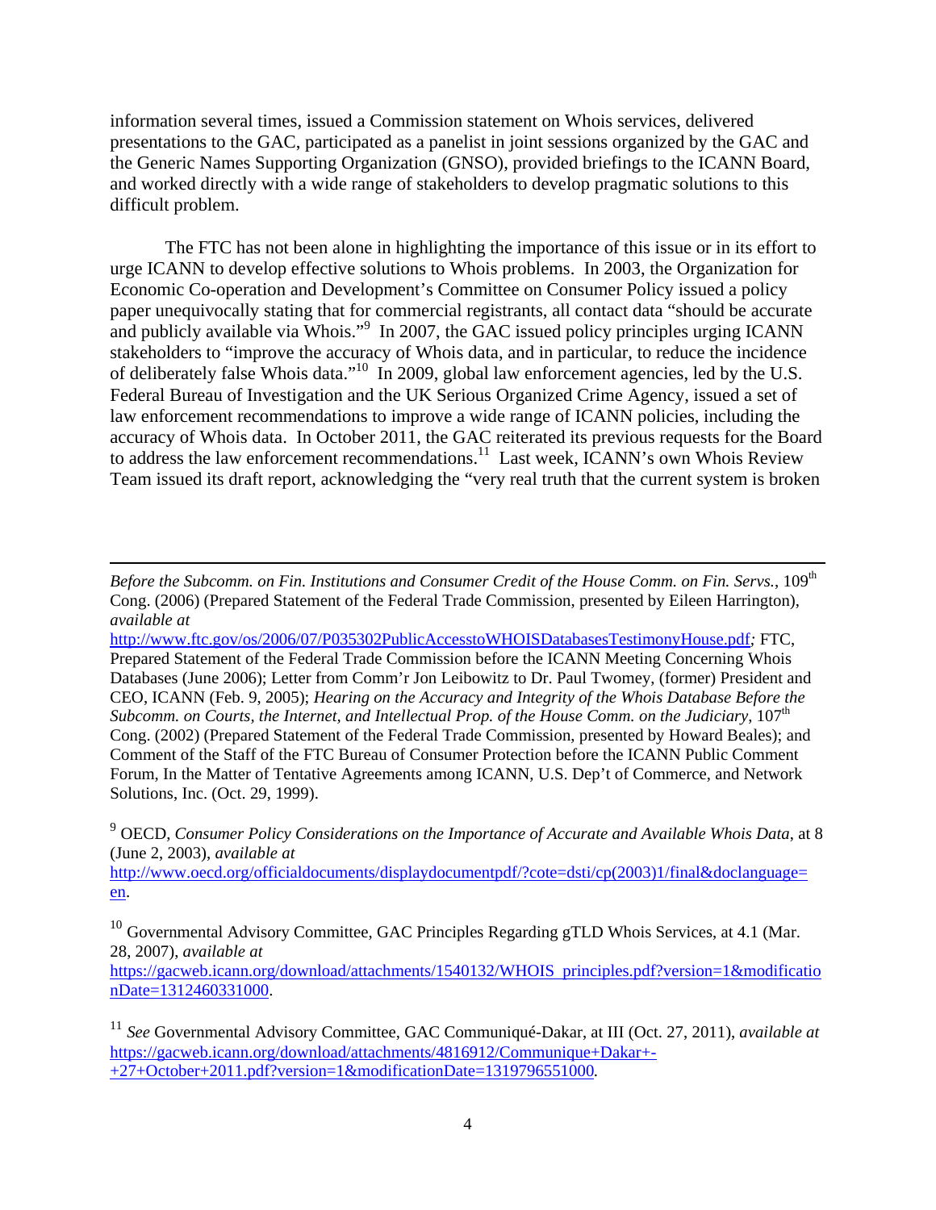information several times, issued a Commission statement on Whois services, delivered presentations to the GAC, participated as a panelist in joint sessions organized by the GAC and the Generic Names Supporting Organization (GNSO), provided briefings to the ICANN Board, and worked directly with a wide range of stakeholders to develop pragmatic solutions to this difficult problem.

The FTC has not been alone in highlighting the importance of this issue or in its effort to urge ICANN to develop effective solutions to Whois problems. In 2003, the Organization for Economic Co-operation and Development's Committee on Consumer Policy issued a policy paper unequivocally stating that for commercial registrants, all contact data "should be accurate and publicly available via Whois."[9] In 2007, the GAC issued policy principles urging ICANN stakeholders to "improve the accuracy of Whois data, and in particular, to reduce the incidence of deliberately false Whois data."[10] In 2009, global law enforcement agencies, led by the U.S. Federal Bureau of Investigation and the UK Serious Organized Crime Agency, issued a set of law enforcement recommendations to improve a wide range of ICANN policies, including the accuracy of Whois data. In October 2011, the GAC reiterated its previous requests for the Board to address the law enforcement recommendations.[11] Last week, ICANN's own Whois Review Team issued its draft report, acknowledging the "very real truth that the current system is broken

---

*Before the Subcomm. on Fin. Institutions and Consumer Credit of the House Comm. on Fin. Servs.*, 109th Cong. (2006) (Prepared Statement of the Federal Trade Commission, presented by Eileen Harrington), *available at* http://www.ftc.gov/os/2006/07/P035302PublicAccesstoWHOISDatabasesTestimonyHouse.pdf; FTC, Prepared Statement of the Federal Trade Commission before the ICANN Meeting Concerning Whois Databases (June 2006); Letter from Comm'r Jon Leibowitz to Dr. Paul Twomey, (former) President and CEO, ICANN (Feb. 9, 2005); *Hearing on the Accuracy and Integrity of the Whois Database Before the Subcomm. on Courts, the Internet, and Intellectual Prop. of the House Comm. on the Judiciary*, 107th Cong. (2002) (Prepared Statement of the Federal Trade Commission, presented by Howard Beales); and Comment of the Staff of the FTC Bureau of Consumer Protection before the ICANN Public Comment Forum, In the Matter of Tentative Agreements among ICANN, U.S. Dep't of Commerce, and Network Solutions, Inc. (Oct. 29, 1999).

[9] OECD, *Consumer Policy Considerations on the Importance of Accurate and Available Whois Data*, at 8 (June 2, 2003), *available at* http://www.oecd.org/officialdocuments/displaydocumentpdf/?cote=dsti/cp(2003)1/final&doclanguage=en.

[10] Governmental Advisory Committee, GAC Principles Regarding gTLD Whois Services, at 4.1 (Mar. 28, 2007), *available at* https://gacweb.icann.org/download/attachments/1540132/WHOIS_principles.pdf?version=1&modificationDate=1312460331000.

[11] *See* Governmental Advisory Committee, GAC Communiqué-Dakar, at III (Oct. 27, 2011), *available at* https://gacweb.icann.org/download/attachments/4816912/Communique+Dakar+-+27+October+2011.pdf?version=1&modificationDate=1319796551000.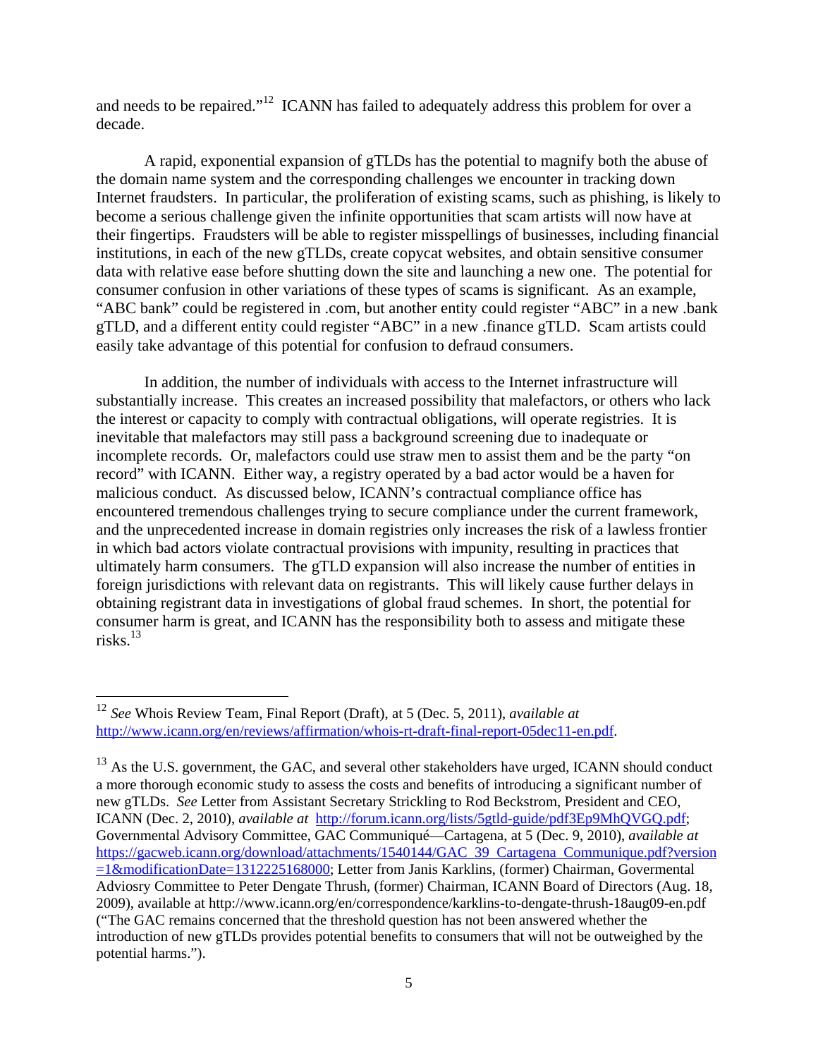and needs to be repaired."[12] ICANN has failed to adequately address this problem for over a decade.

A rapid, exponential expansion of gTLDs has the potential to magnify both the abuse of the domain name system and the corresponding challenges we encounter in tracking down Internet fraudsters. In particular, the proliferation of existing scams, such as phishing, is likely to become a serious challenge given the infinite opportunities that scam artists will now have at their fingertips. Fraudsters will be able to register misspellings of businesses, including financial institutions, in each of the new gTLDs, create copycat websites, and obtain sensitive consumer data with relative ease before shutting down the site and launching a new one. The potential for consumer confusion in other variations of these types of scams is significant. As an example, "ABC bank" could be registered in .com, but another entity could register "ABC" in a new .bank gTLD, and a different entity could register "ABC" in a new .finance gTLD. Scam artists could easily take advantage of this potential for confusion to defraud consumers.

In addition, the number of individuals with access to the Internet infrastructure will substantially increase. This creates an increased possibility that malefactors, or others who lack the interest or capacity to comply with contractual obligations, will operate registries. It is inevitable that malefactors may still pass a background screening due to inadequate or incomplete records. Or, malefactors could use straw men to assist them and be the party "on record" with ICANN. Either way, a registry operated by a bad actor would be a haven for malicious conduct. As discussed below, ICANN's contractual compliance office has encountered tremendous challenges trying to secure compliance under the current framework, and the unprecedented increase in domain registries only increases the risk of a lawless frontier in which bad actors violate contractual provisions with impunity, resulting in practices that ultimately harm consumers. The gTLD expansion will also increase the number of entities in foreign jurisdictions with relevant data on registrants. This will likely cause further delays in obtaining registrant data in investigations of global fraud schemes. In short, the potential for consumer harm is great, and ICANN has the responsibility both to assess and mitigate these risks.[13]

---

[12] *See* Whois Review Team, Final Report (Draft), at 5 (Dec. 5, 2011), *available at* http://www.icann.org/en/reviews/affirmation/whois-rt-draft-final-report-05dec11-en.pdf.

[13] As the U.S. government, the GAC, and several other stakeholders have urged, ICANN should conduct a more thorough economic study to assess the costs and benefits of introducing a significant number of new gTLDs. *See* Letter from Assistant Secretary Strickling to Rod Beckstrom, President and CEO, ICANN (Dec. 2, 2010), *available at* http://forum.icann.org/lists/5gtld-guide/pdf3Ep9MhQVGQ.pdf; Governmental Advisory Committee, GAC Communiqué—Cartagena, at 5 (Dec. 9, 2010), *available at* https://gacweb.icann.org/download/attachments/1540144/GAC_39_Cartagena_Communique.pdf?version=1&modificationDate=1312225168000; Letter from Janis Karklins, (former) Chairman, Govermental Adviosry Committee to Peter Dengate Thrush, (former) Chairman, ICANN Board of Directors (Aug. 18, 2009), available at http://www.icann.org/en/correspondence/karklins-to-dengate-thrush-18aug09-en.pdf ("The GAC remains concerned that the threshold question has not been answered whether the introduction of new gTLDs provides potential benefits to consumers that will not be outweighed by the potential harms.").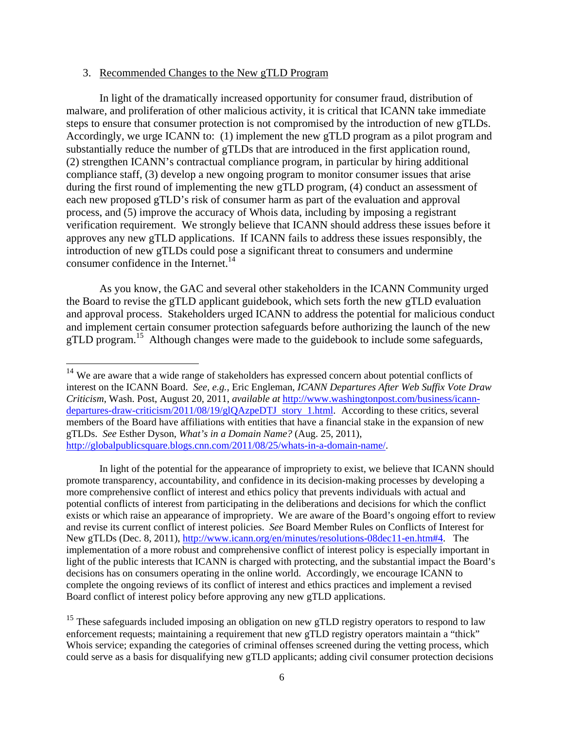### 3. Recommended Changes to the New gTLD Program

In light of the dramatically increased opportunity for consumer fraud, distribution of malware, and proliferation of other malicious activity, it is critical that ICANN take immediate steps to ensure that consumer protection is not compromised by the introduction of new gTLDs. Accordingly, we urge ICANN to: (1) implement the new gTLD program as a pilot program and substantially reduce the number of gTLDs that are introduced in the first application round, (2) strengthen ICANN's contractual compliance program, in particular by hiring additional compliance staff, (3) develop a new ongoing program to monitor consumer issues that arise during the first round of implementing the new gTLD program, (4) conduct an assessment of each new proposed gTLD's risk of consumer harm as part of the evaluation and approval process, and (5) improve the accuracy of Whois data, including by imposing a registrant verification requirement. We strongly believe that ICANN should address these issues before it approves any new gTLD applications. If ICANN fails to address these issues responsibly, the introduction of new gTLDs could pose a significant threat to consumers and undermine consumer confidence in the Internet.[14]

As you know, the GAC and several other stakeholders in the ICANN Community urged the Board to revise the gTLD applicant guidebook, which sets forth the new gTLD evaluation and approval process. Stakeholders urged ICANN to address the potential for malicious conduct and implement certain consumer protection safeguards before authorizing the launch of the new gTLD program.[15] Although changes were made to the guidebook to include some safeguards,

---

[14] We are aware that a wide range of stakeholders has expressed concern about potential conflicts of interest on the ICANN Board. *See, e.g.,* Eric Engleman, *ICANN Departures After Web Suffix Vote Draw Criticism*, Wash. Post, August 20, 2011, *available at* http://www.washingtonpost.com/business/icann-departures-draw-criticism/2011/08/19/gIQAzpeDTJ_story_1.html. According to these critics, several members of the Board have affiliations with entities that have a financial stake in the expansion of new gTLDs. *See* Esther Dyson, *What's in a Domain Name?* (Aug. 25, 2011), http://globalpublicsquare.blogs.cnn.com/2011/08/25/whats-in-a-domain-name/.

In light of the potential for the appearance of impropriety to exist, we believe that ICANN should promote transparency, accountability, and confidence in its decision-making processes by developing a more comprehensive conflict of interest and ethics policy that prevents individuals with actual and potential conflicts of interest from participating in the deliberations and decisions for which the conflict exists or which raise an appearance of impropriety. We are aware of the Board's ongoing effort to review and revise its current conflict of interest policies. *See* Board Member Rules on Conflicts of Interest for New gTLDs (Dec. 8, 2011), http://www.icann.org/en/minutes/resolutions-08dec11-en.htm#4. The implementation of a more robust and comprehensive conflict of interest policy is especially important in light of the public interests that ICANN is charged with protecting, and the substantial impact the Board's decisions has on consumers operating in the online world. Accordingly, we encourage ICANN to complete the ongoing reviews of its conflict of interest and ethics practices and implement a revised Board conflict of interest policy before approving any new gTLD applications.

[15] These safeguards included imposing an obligation on new gTLD registry operators to respond to law enforcement requests; maintaining a requirement that new gTLD registry operators maintain a "thick" Whois service; expanding the categories of criminal offenses screened during the vetting process, which could serve as a basis for disqualifying new gTLD applicants; adding civil consumer protection decisions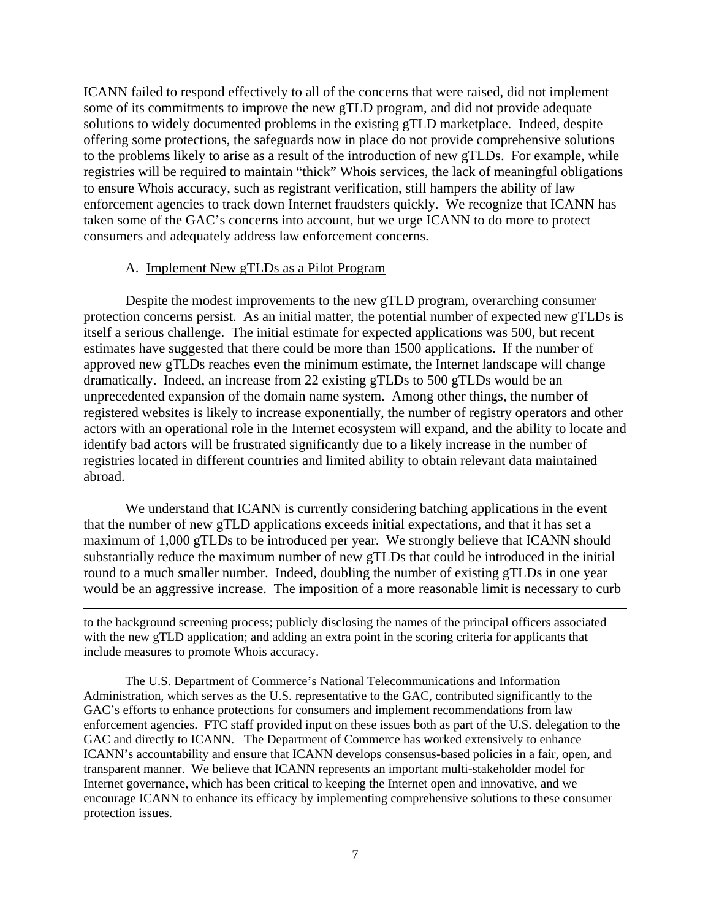ICANN failed to respond effectively to all of the concerns that were raised, did not implement some of its commitments to improve the new gTLD program, and did not provide adequate solutions to widely documented problems in the existing gTLD marketplace. Indeed, despite offering some protections, the safeguards now in place do not provide comprehensive solutions to the problems likely to arise as a result of the introduction of new gTLDs. For example, while registries will be required to maintain "thick" Whois services, the lack of meaningful obligations to ensure Whois accuracy, such as registrant verification, still hampers the ability of law enforcement agencies to track down Internet fraudsters quickly. We recognize that ICANN has taken some of the GAC's concerns into account, but we urge ICANN to do more to protect consumers and adequately address law enforcement concerns.

A. Implement New gTLDs as a Pilot Program

Despite the modest improvements to the new gTLD program, overarching consumer protection concerns persist. As an initial matter, the potential number of expected new gTLDs is itself a serious challenge. The initial estimate for expected applications was 500, but recent estimates have suggested that there could be more than 1500 applications. If the number of approved new gTLDs reaches even the minimum estimate, the Internet landscape will change dramatically. Indeed, an increase from 22 existing gTLDs to 500 gTLDs would be an unprecedented expansion of the domain name system. Among other things, the number of registered websites is likely to increase exponentially, the number of registry operators and other actors with an operational role in the Internet ecosystem will expand, and the ability to locate and identify bad actors will be frustrated significantly due to a likely increase in the number of registries located in different countries and limited ability to obtain relevant data maintained abroad.

We understand that ICANN is currently considering batching applications in the event that the number of new gTLD applications exceeds initial expectations, and that it has set a maximum of 1,000 gTLDs to be introduced per year. We strongly believe that ICANN should substantially reduce the maximum number of new gTLDs that could be introduced in the initial round to a much smaller number. Indeed, doubling the number of existing gTLDs in one year would be an aggressive increase. The imposition of a more reasonable limit is necessary to curb

---

to the background screening process; publicly disclosing the names of the principal officers associated with the new gTLD application; and adding an extra point in the scoring criteria for applicants that include measures to promote Whois accuracy.

The U.S. Department of Commerce's National Telecommunications and Information Administration, which serves as the U.S. representative to the GAC, contributed significantly to the GAC's efforts to enhance protections for consumers and implement recommendations from law enforcement agencies. FTC staff provided input on these issues both as part of the U.S. delegation to the GAC and directly to ICANN. The Department of Commerce has worked extensively to enhance ICANN's accountability and ensure that ICANN develops consensus-based policies in a fair, open, and transparent manner. We believe that ICANN represents an important multi-stakeholder model for Internet governance, which has been critical to keeping the Internet open and innovative, and we encourage ICANN to enhance its efficacy by implementing comprehensive solutions to these consumer protection issues.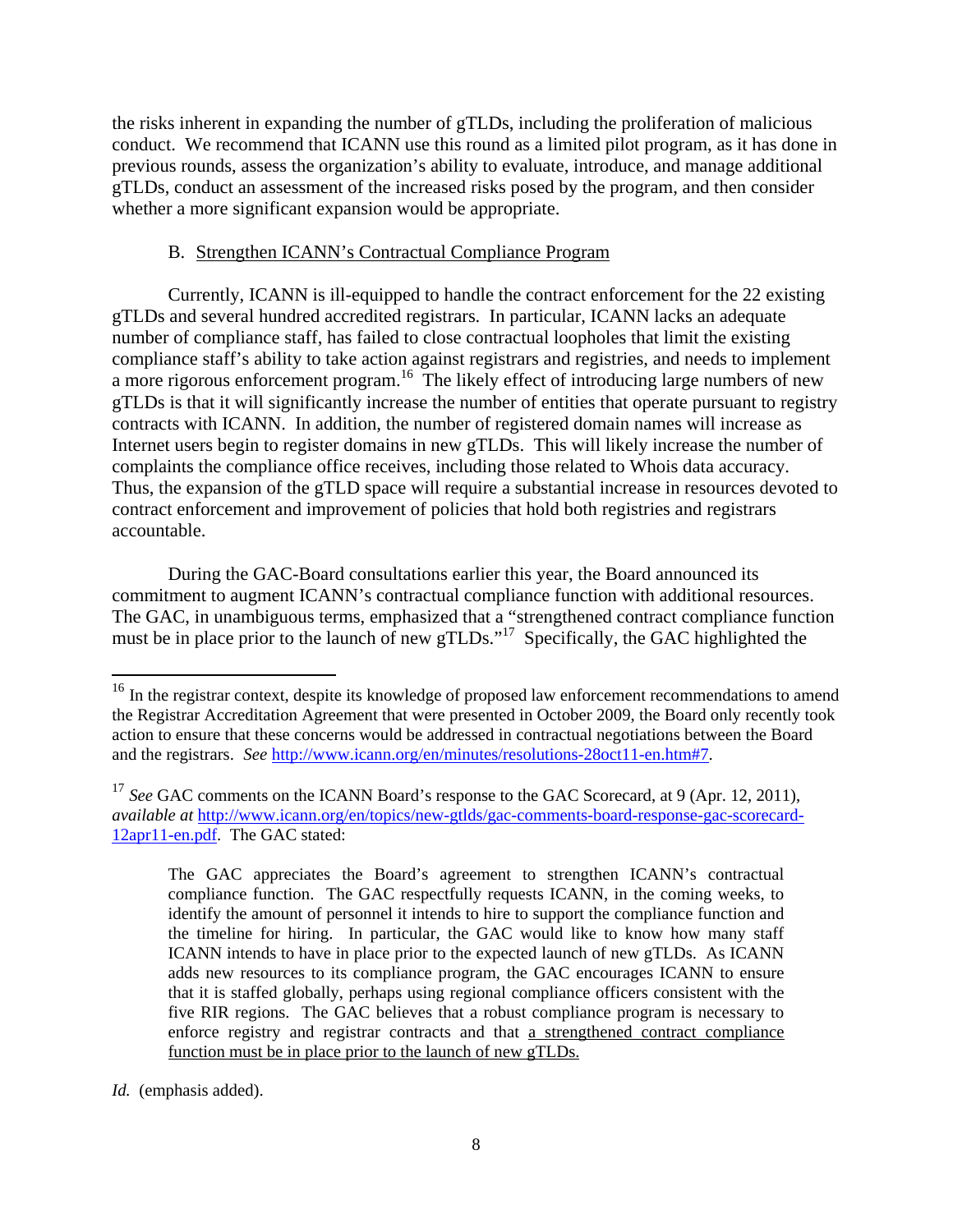the risks inherent in expanding the number of gTLDs, including the proliferation of malicious conduct. We recommend that ICANN use this round as a limited pilot program, as it has done in previous rounds, assess the organization's ability to evaluate, introduce, and manage additional gTLDs, conduct an assessment of the increased risks posed by the program, and then consider whether a more significant expansion would be appropriate.

### B. Strengthen ICANN's Contractual Compliance Program

Currently, ICANN is ill-equipped to handle the contract enforcement for the 22 existing gTLDs and several hundred accredited registrars. In particular, ICANN lacks an adequate number of compliance staff, has failed to close contractual loopholes that limit the existing compliance staff's ability to take action against registrars and registries, and needs to implement a more rigorous enforcement program.[16] The likely effect of introducing large numbers of new gTLDs is that it will significantly increase the number of entities that operate pursuant to registry contracts with ICANN. In addition, the number of registered domain names will increase as Internet users begin to register domains in new gTLDs. This will likely increase the number of complaints the compliance office receives, including those related to Whois data accuracy. Thus, the expansion of the gTLD space will require a substantial increase in resources devoted to contract enforcement and improvement of policies that hold both registries and registrars accountable.

During the GAC-Board consultations earlier this year, the Board announced its commitment to augment ICANN's contractual compliance function with additional resources. The GAC, in unambiguous terms, emphasized that a "strengthened contract compliance function must be in place prior to the launch of new gTLDs."[17] Specifically, the GAC highlighted the

---

[16] In the registrar context, despite its knowledge of proposed law enforcement recommendations to amend the Registrar Accreditation Agreement that were presented in October 2009, the Board only recently took action to ensure that these concerns would be addressed in contractual negotiations between the Board and the registrars. *See* http://www.icann.org/en/minutes/resolutions-28oct11-en.htm#7.

[17] *See* GAC comments on the ICANN Board's response to the GAC Scorecard, at 9 (Apr. 12, 2011), *available at* http://www.icann.org/en/topics/new-gtlds/gac-comments-board-response-gac-scorecard-12apr11-en.pdf. The GAC stated:

> The GAC appreciates the Board's agreement to strengthen ICANN's contractual compliance function. The GAC respectfully requests ICANN, in the coming weeks, to identify the amount of personnel it intends to hire to support the compliance function and the timeline for hiring. In particular, the GAC would like to know how many staff ICANN intends to have in place prior to the expected launch of new gTLDs. As ICANN adds new resources to its compliance program, the GAC encourages ICANN to ensure that it is staffed globally, perhaps using regional compliance officers consistent with the five RIR regions. The GAC believes that a robust compliance program is necessary to enforce registry and registrar contracts and that <u>a strengthened contract compliance function must be in place prior to the launch of new gTLDs.</u>

*Id.* (emphasis added).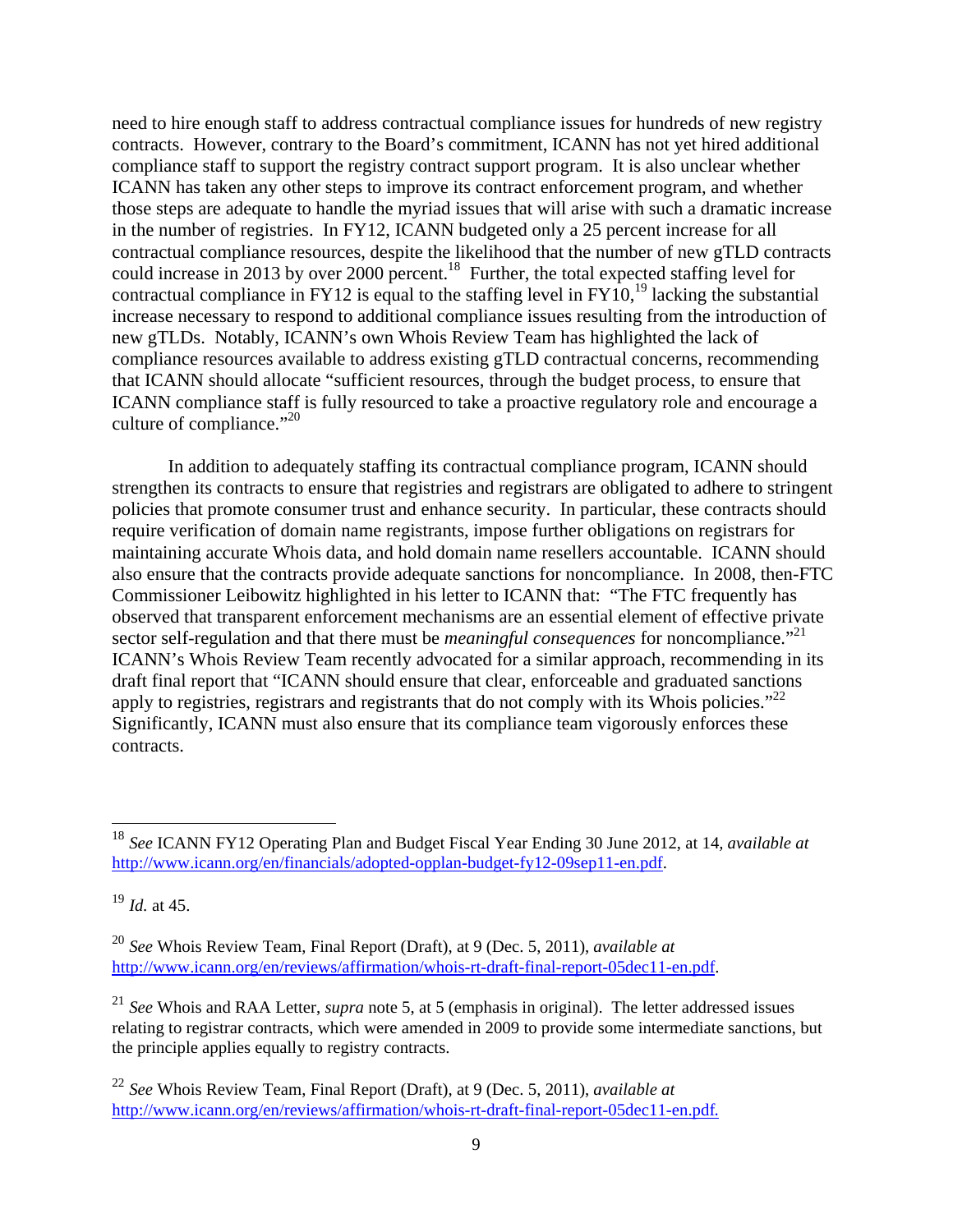need to hire enough staff to address contractual compliance issues for hundreds of new registry contracts. However, contrary to the Board's commitment, ICANN has not yet hired additional compliance staff to support the registry contract support program. It is also unclear whether ICANN has taken any other steps to improve its contract enforcement program, and whether those steps are adequate to handle the myriad issues that will arise with such a dramatic increase in the number of registries. In FY12, ICANN budgeted only a 25 percent increase for all contractual compliance resources, despite the likelihood that the number of new gTLD contracts could increase in 2013 by over 2000 percent.[18] Further, the total expected staffing level for contractual compliance in FY12 is equal to the staffing level in FY10,[19] lacking the substantial increase necessary to respond to additional compliance issues resulting from the introduction of new gTLDs. Notably, ICANN's own Whois Review Team has highlighted the lack of compliance resources available to address existing gTLD contractual concerns, recommending that ICANN should allocate "sufficient resources, through the budget process, to ensure that ICANN compliance staff is fully resourced to take a proactive regulatory role and encourage a culture of compliance."[20]

In addition to adequately staffing its contractual compliance program, ICANN should strengthen its contracts to ensure that registries and registrars are obligated to adhere to stringent policies that promote consumer trust and enhance security. In particular, these contracts should require verification of domain name registrants, impose further obligations on registrars for maintaining accurate Whois data, and hold domain name resellers accountable. ICANN should also ensure that the contracts provide adequate sanctions for noncompliance. In 2008, then-FTC Commissioner Leibowitz highlighted in his letter to ICANN that: "The FTC frequently has observed that transparent enforcement mechanisms are an essential element of effective private sector self-regulation and that there must be *meaningful consequences* for noncompliance."[21] ICANN's Whois Review Team recently advocated for a similar approach, recommending in its draft final report that "ICANN should ensure that clear, enforceable and graduated sanctions apply to registries, registrars and registrants that do not comply with its Whois policies."[22] Significantly, ICANN must also ensure that its compliance team vigorously enforces these contracts.

---

[18] *See* ICANN FY12 Operating Plan and Budget Fiscal Year Ending 30 June 2012, at 14, *available at* http://www.icann.org/en/financials/adopted-opplan-budget-fy12-09sep11-en.pdf.

[19] *Id.* at 45.

[20] *See* Whois Review Team, Final Report (Draft), at 9 (Dec. 5, 2011), *available at* http://www.icann.org/en/reviews/affirmation/whois-rt-draft-final-report-05dec11-en.pdf.

[21] *See* Whois and RAA Letter, *supra* note 5, at 5 (emphasis in original). The letter addressed issues relating to registrar contracts, which were amended in 2009 to provide some intermediate sanctions, but the principle applies equally to registry contracts.

[22] *See* Whois Review Team, Final Report (Draft), at 9 (Dec. 5, 2011), *available at* http://www.icann.org/en/reviews/affirmation/whois-rt-draft-final-report-05dec11-en.pdf.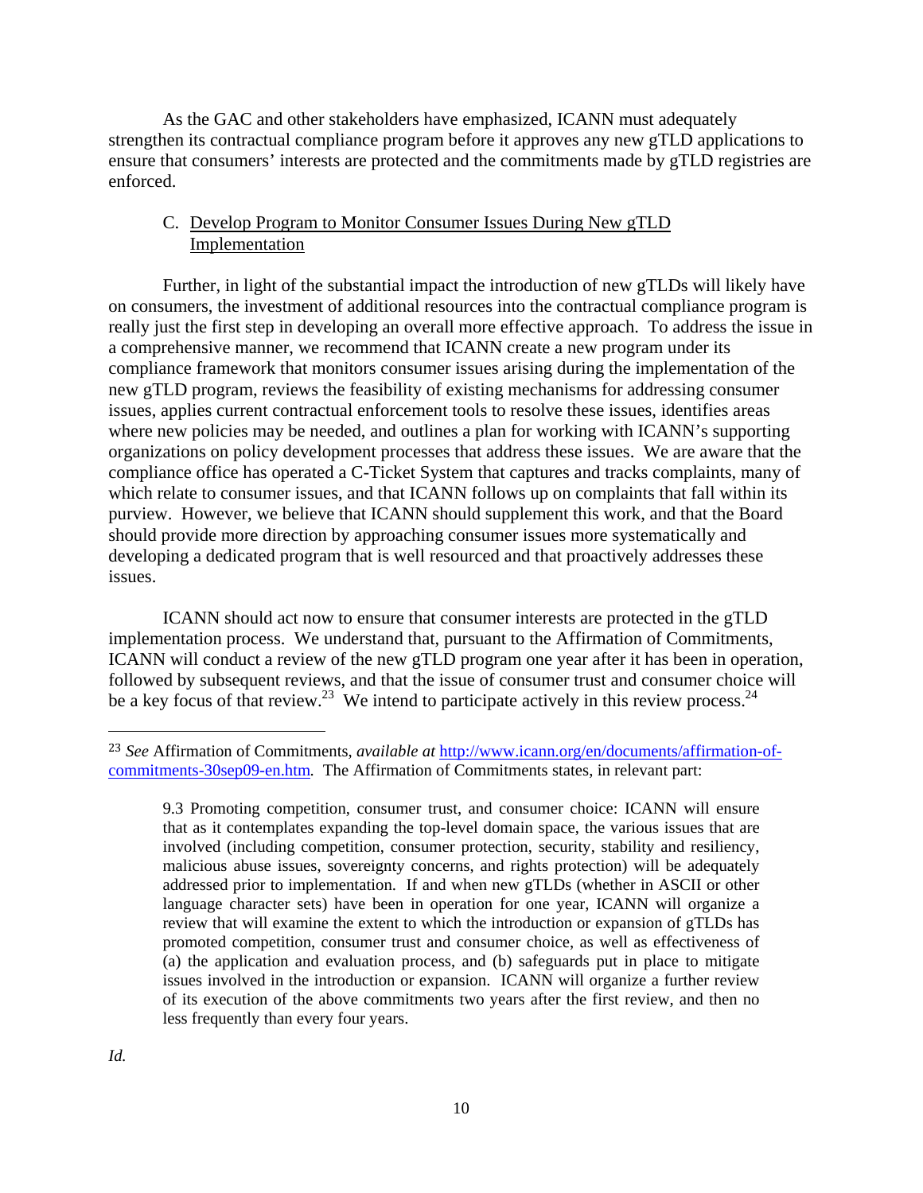As the GAC and other stakeholders have emphasized, ICANN must adequately strengthen its contractual compliance program before it approves any new gTLD applications to ensure that consumers' interests are protected and the commitments made by gTLD registries are enforced.

C. Develop Program to Monitor Consumer Issues During New gTLD Implementation

Further, in light of the substantial impact the introduction of new gTLDs will likely have on consumers, the investment of additional resources into the contractual compliance program is really just the first step in developing an overall more effective approach. To address the issue in a comprehensive manner, we recommend that ICANN create a new program under its compliance framework that monitors consumer issues arising during the implementation of the new gTLD program, reviews the feasibility of existing mechanisms for addressing consumer issues, applies current contractual enforcement tools to resolve these issues, identifies areas where new policies may be needed, and outlines a plan for working with ICANN's supporting organizations on policy development processes that address these issues. We are aware that the compliance office has operated a C-Ticket System that captures and tracks complaints, many of which relate to consumer issues, and that ICANN follows up on complaints that fall within its purview. However, we believe that ICANN should supplement this work, and that the Board should provide more direction by approaching consumer issues more systematically and developing a dedicated program that is well resourced and that proactively addresses these issues.

ICANN should act now to ensure that consumer interests are protected in the gTLD implementation process. We understand that, pursuant to the Affirmation of Commitments, ICANN will conduct a review of the new gTLD program one year after it has been in operation, followed by subsequent reviews, and that the issue of consumer trust and consumer choice will be a key focus of that review.[23] We intend to participate actively in this review process.[24]

---

[23] *See* Affirmation of Commitments, *available at* http://www.icann.org/en/documents/affirmation-of-commitments-30sep09-en.htm*.* The Affirmation of Commitments states, in relevant part:

> 9.3 Promoting competition, consumer trust, and consumer choice: ICANN will ensure that as it contemplates expanding the top-level domain space, the various issues that are involved (including competition, consumer protection, security, stability and resiliency, malicious abuse issues, sovereignty concerns, and rights protection) will be adequately addressed prior to implementation. If and when new gTLDs (whether in ASCII or other language character sets) have been in operation for one year, ICANN will organize a review that will examine the extent to which the introduction or expansion of gTLDs has promoted competition, consumer trust and consumer choice, as well as effectiveness of (a) the application and evaluation process, and (b) safeguards put in place to mitigate issues involved in the introduction or expansion. ICANN will organize a further review of its execution of the above commitments two years after the first review, and then no less frequently than every four years.

*Id.*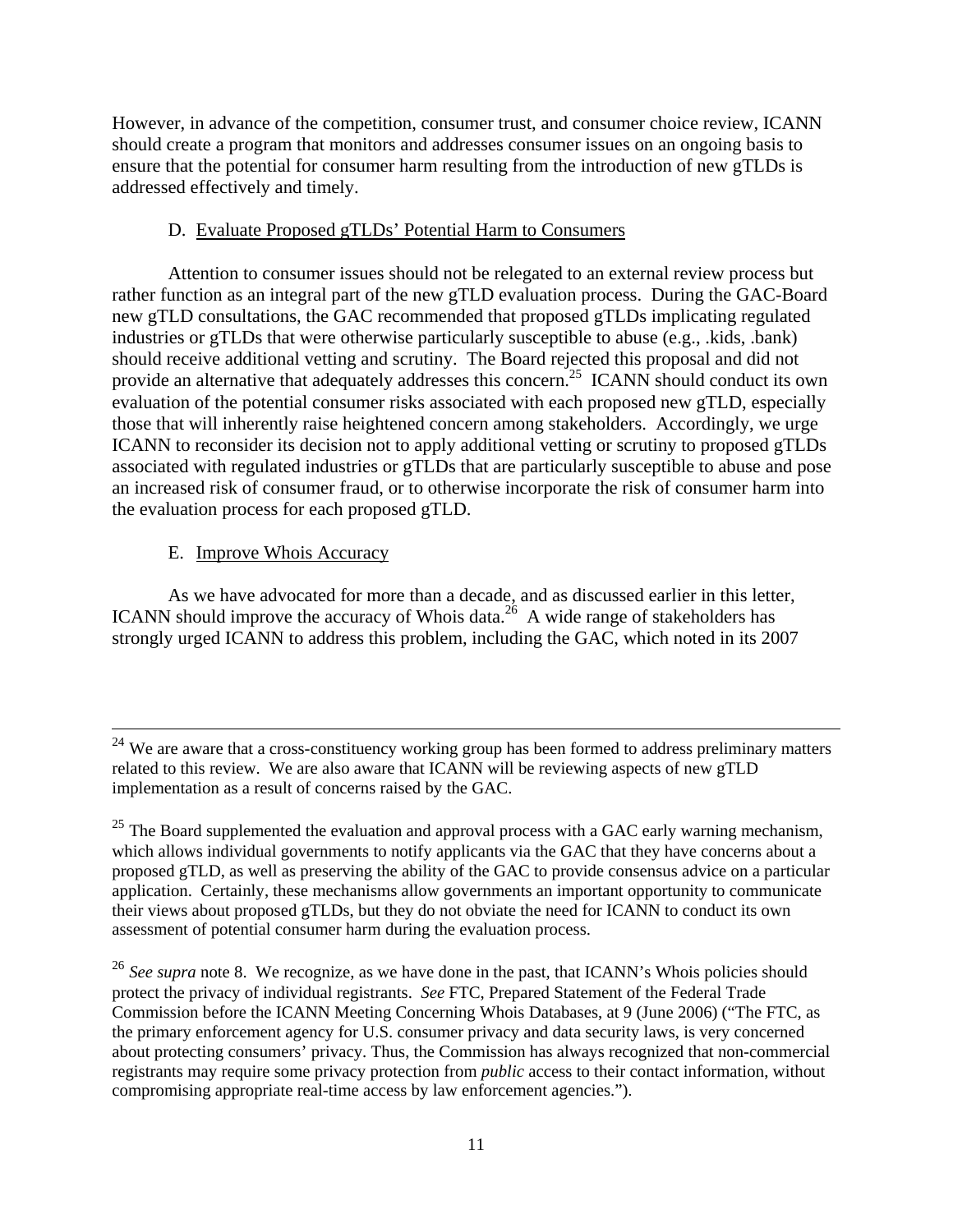However, in advance of the competition, consumer trust, and consumer choice review, ICANN should create a program that monitors and addresses consumer issues on an ongoing basis to ensure that the potential for consumer harm resulting from the introduction of new gTLDs is addressed effectively and timely.

### D. Evaluate Proposed gTLDs' Potential Harm to Consumers

Attention to consumer issues should not be relegated to an external review process but rather function as an integral part of the new gTLD evaluation process. During the GAC-Board new gTLD consultations, the GAC recommended that proposed gTLDs implicating regulated industries or gTLDs that were otherwise particularly susceptible to abuse (e.g., .kids, .bank) should receive additional vetting and scrutiny. The Board rejected this proposal and did not provide an alternative that adequately addresses this concern.[25] ICANN should conduct its own evaluation of the potential consumer risks associated with each proposed new gTLD, especially those that will inherently raise heightened concern among stakeholders. Accordingly, we urge ICANN to reconsider its decision not to apply additional vetting or scrutiny to proposed gTLDs associated with regulated industries or gTLDs that are particularly susceptible to abuse and pose an increased risk of consumer fraud, or to otherwise incorporate the risk of consumer harm into the evaluation process for each proposed gTLD.

### E. Improve Whois Accuracy

As we have advocated for more than a decade, and as discussed earlier in this letter, ICANN should improve the accuracy of Whois data.[26] A wide range of stakeholders has strongly urged ICANN to address this problem, including the GAC, which noted in its 2007

---

[24] We are aware that a cross-constituency working group has been formed to address preliminary matters related to this review. We are also aware that ICANN will be reviewing aspects of new gTLD implementation as a result of concerns raised by the GAC.

[25] The Board supplemented the evaluation and approval process with a GAC early warning mechanism, which allows individual governments to notify applicants via the GAC that they have concerns about a proposed gTLD, as well as preserving the ability of the GAC to provide consensus advice on a particular application. Certainly, these mechanisms allow governments an important opportunity to communicate their views about proposed gTLDs, but they do not obviate the need for ICANN to conduct its own assessment of potential consumer harm during the evaluation process.

[26] *See supra* note 8. We recognize, as we have done in the past, that ICANN's Whois policies should protect the privacy of individual registrants. *See* FTC, Prepared Statement of the Federal Trade Commission before the ICANN Meeting Concerning Whois Databases, at 9 (June 2006) ("The FTC, as the primary enforcement agency for U.S. consumer privacy and data security laws, is very concerned about protecting consumers' privacy. Thus, the Commission has always recognized that non-commercial registrants may require some privacy protection from *public* access to their contact information, without compromising appropriate real-time access by law enforcement agencies.").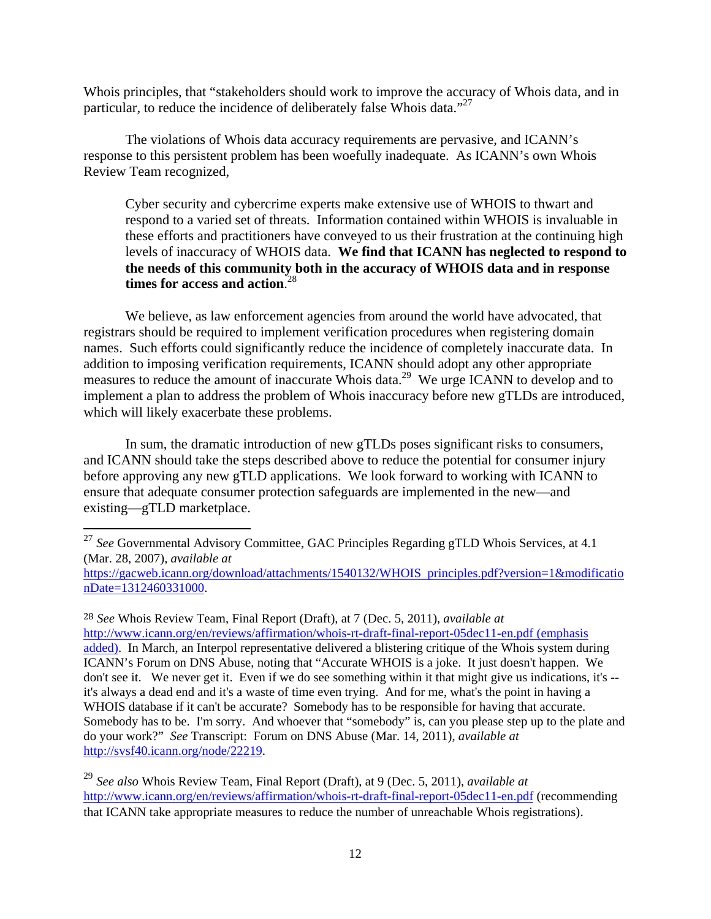Whois principles, that "stakeholders should work to improve the accuracy of Whois data, and in particular, to reduce the incidence of deliberately false Whois data."[27]

The violations of Whois data accuracy requirements are pervasive, and ICANN's response to this persistent problem has been woefully inadequate. As ICANN's own Whois Review Team recognized,

> Cyber security and cybercrime experts make extensive use of WHOIS to thwart and respond to a varied set of threats. Information contained within WHOIS is invaluable in these efforts and practitioners have conveyed to us their frustration at the continuing high levels of inaccuracy of WHOIS data. **We find that ICANN has neglected to respond to the needs of this community both in the accuracy of WHOIS data and in response times for access and action**.[28]

We believe, as law enforcement agencies from around the world have advocated, that registrars should be required to implement verification procedures when registering domain names. Such efforts could significantly reduce the incidence of completely inaccurate data. In addition to imposing verification requirements, ICANN should adopt any other appropriate measures to reduce the amount of inaccurate Whois data.[29] We urge ICANN to develop and to implement a plan to address the problem of Whois inaccuracy before new gTLDs are introduced, which will likely exacerbate these problems.

In sum, the dramatic introduction of new gTLDs poses significant risks to consumers, and ICANN should take the steps described above to reduce the potential for consumer injury before approving any new gTLD applications. We look forward to working with ICANN to ensure that adequate consumer protection safeguards are implemented in the new—and existing—gTLD marketplace.

---

[27] *See* Governmental Advisory Committee, GAC Principles Regarding gTLD Whois Services, at 4.1 (Mar. 28, 2007), *available at* https://gacweb.icann.org/download/attachments/1540132/WHOIS_principles.pdf?version=1&modificationDate=1312460331000.

[28] *See* Whois Review Team, Final Report (Draft), at 7 (Dec. 5, 2011), *available at* http://www.icann.org/en/reviews/affirmation/whois-rt-draft-final-report-05dec11-en.pdf (emphasis added). In March, an Interpol representative delivered a blistering critique of the Whois system during ICANN's Forum on DNS Abuse, noting that "Accurate WHOIS is a joke. It just doesn't happen. We don't see it. We never get it. Even if we do see something within it that might give us indications, it's -- it's always a dead end and it's a waste of time even trying. And for me, what's the point in having a WHOIS database if it can't be accurate? Somebody has to be responsible for having that accurate. Somebody has to be. I'm sorry. And whoever that "somebody" is, can you please step up to the plate and do your work?" *See* Transcript: Forum on DNS Abuse (Mar. 14, 2011), *available at* http://svsf40.icann.org/node/22219.

[29] *See also* Whois Review Team, Final Report (Draft), at 9 (Dec. 5, 2011), *available at* http://www.icann.org/en/reviews/affirmation/whois-rt-draft-final-report-05dec11-en.pdf (recommending that ICANN take appropriate measures to reduce the number of unreachable Whois registrations).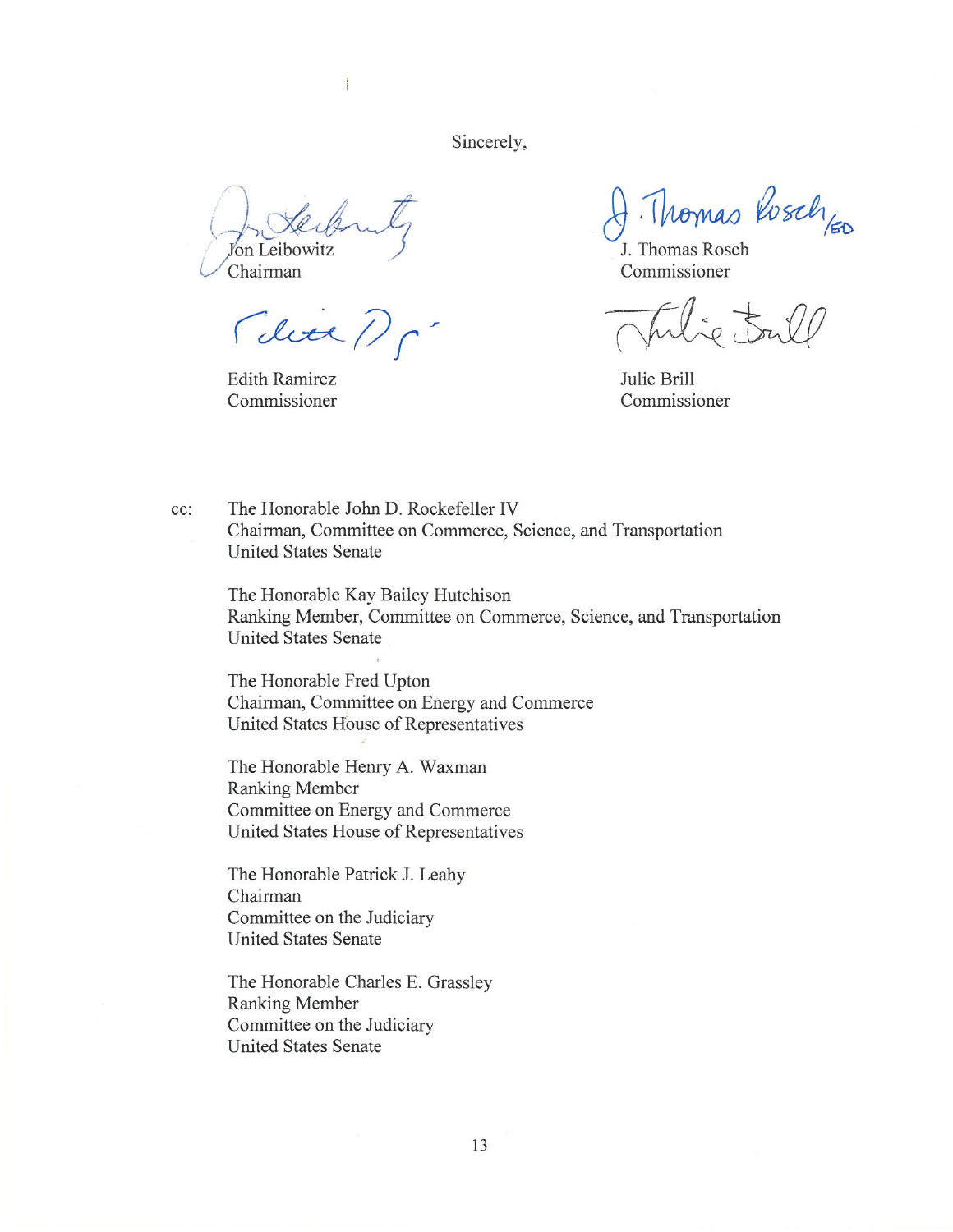Sincerely,

Jon Leibowitz
Chairman

J. Thomas Rosch
Commissioner

Edith Ramirez
Commissioner

Julie Brill
Commissioner

cc: The Honorable John D. Rockefeller IV
Chairman, Committee on Commerce, Science, and Transportation
United States Senate

The Honorable Kay Bailey Hutchison
Ranking Member, Committee on Commerce, Science, and Transportation
United States Senate

The Honorable Fred Upton
Chairman, Committee on Energy and Commerce
United States House of Representatives

The Honorable Henry A. Waxman
Ranking Member
Committee on Energy and Commerce
United States House of Representatives

The Honorable Patrick J. Leahy
Chairman
Committee on the Judiciary
United States Senate

The Honorable Charles E. Grassley
Ranking Member
Committee on the Judiciary
United States Senate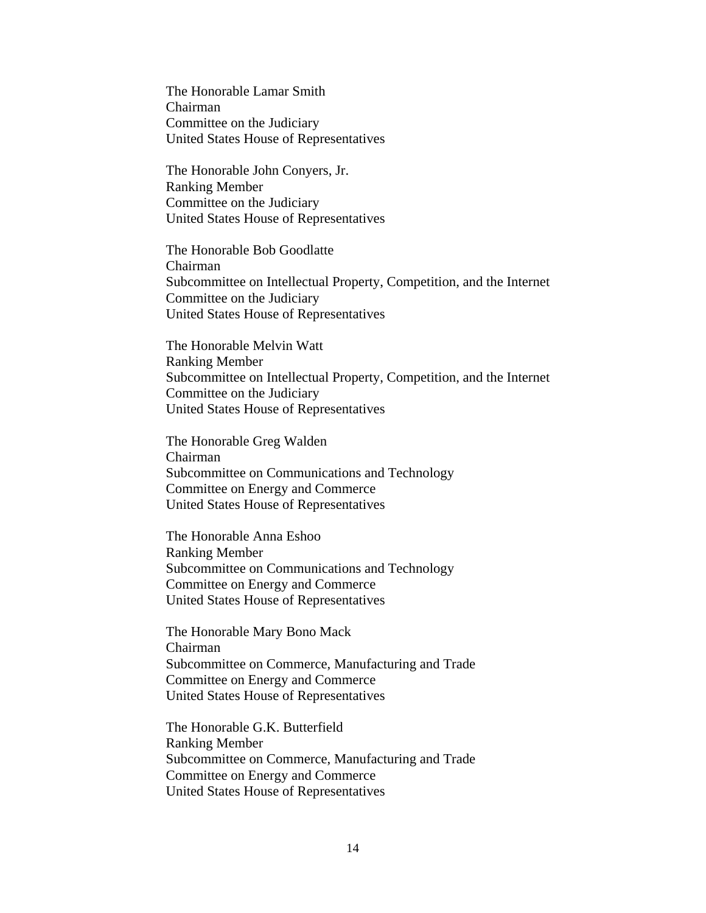The Honorable Lamar Smith
Chairman
Committee on the Judiciary
United States House of Representatives

The Honorable John Conyers, Jr.
Ranking Member
Committee on the Judiciary
United States House of Representatives

The Honorable Bob Goodlatte
Chairman
Subcommittee on Intellectual Property, Competition, and the Internet
Committee on the Judiciary
United States House of Representatives

The Honorable Melvin Watt
Ranking Member
Subcommittee on Intellectual Property, Competition, and the Internet
Committee on the Judiciary
United States House of Representatives

The Honorable Greg Walden
Chairman
Subcommittee on Communications and Technology
Committee on Energy and Commerce
United States House of Representatives

The Honorable Anna Eshoo
Ranking Member
Subcommittee on Communications and Technology
Committee on Energy and Commerce
United States House of Representatives

The Honorable Mary Bono Mack
Chairman
Subcommittee on Commerce, Manufacturing and Trade
Committee on Energy and Commerce
United States House of Representatives

The Honorable G.K. Butterfield
Ranking Member
Subcommittee on Commerce, Manufacturing and Trade
Committee on Energy and Commerce
United States House of Representatives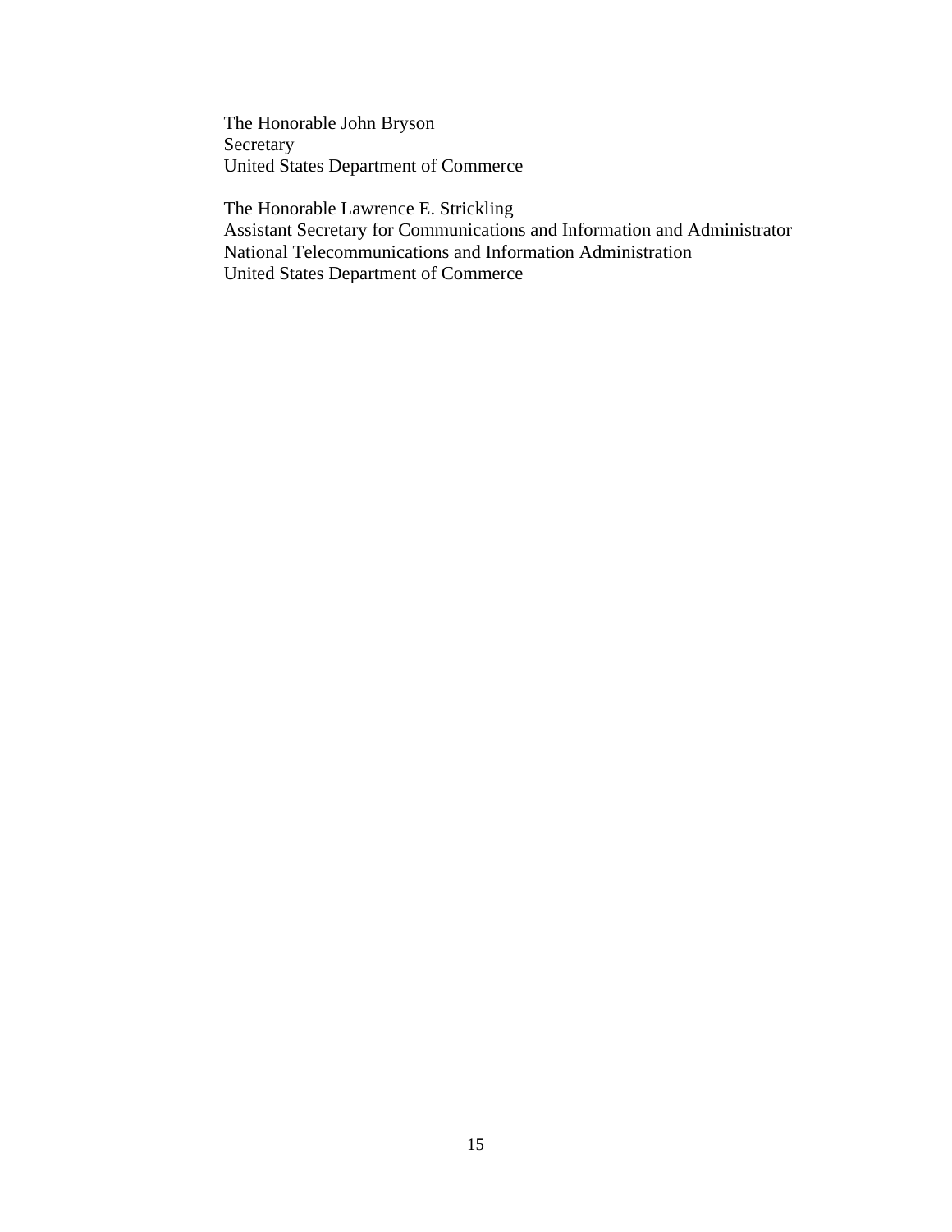The Honorable John Bryson
Secretary
United States Department of Commerce

The Honorable Lawrence E. Strickling
Assistant Secretary for Communications and Information and Administrator
National Telecommunications and Information Administration
United States Department of Commerce